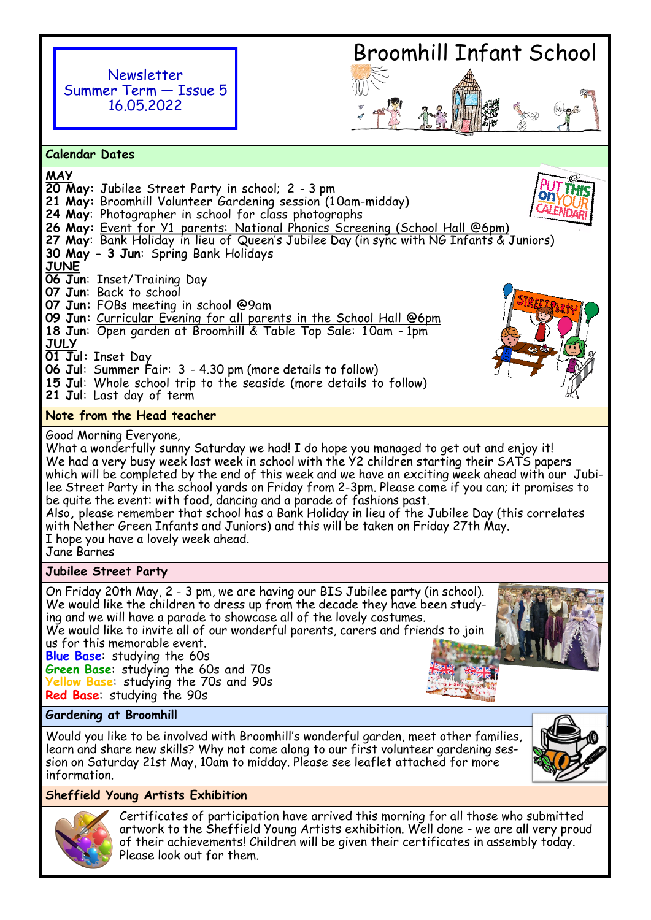# Broomhill Infant School

Newsletter
Summer Term — Issue 5
16.05.2022

## Calendar Dates

**MAY**

**20 May:** Jubilee Street Party in school; 2 - 3 pm
**21 May:** Broomhill Volunteer Gardening session (10am-midday)
**24 May**: Photographer in school for class photographs
**26 May**: Event for Y1 parents: National Phonics Screening (School Hall @6pm)
**27 May**: Bank Holiday in lieu of Queen's Jubilee Day (in sync with NG Infants & Juniors)
**30 May - 3 Jun**: Spring Bank Holidays

**JUNE**

**06 Jun**: Inset/Training Day
**07 Jun**: Back to school
**07 Jun:** FOBs meeting in school @9am
**09 Jun:** Curricular Evening for all parents in the School Hall @6pm
**18 Jun**: Open garden at Broomhill & Table Top Sale: 10am - 1pm

**JULY**

**01 Jul:** Inset Day
**06 Jul**: Summer Fair: 3 - 4.30 pm (more details to follow)
**15 Jul**: Whole school trip to the seaside (more details to follow)
**21 Jul**: Last day of term

## Note from the Head teacher

Good Morning Everyone,
What a wonderfully sunny Saturday we had! I do hope you managed to get out and enjoy it!
We had a very busy week last week in school with the Y2 children starting their SATS papers which will be completed by the end of this week and we have an exciting week ahead with our Jubilee Street Party in the school yards on Friday from 2-3pm. Please come if you can; it promises to be quite the event: with food, dancing and a parade of fashions past.
Also, please remember that school has a Bank Holiday in lieu of the Jubilee Day (this correlates with Nether Green Infants and Juniors) and this will be taken on Friday 27th May.
I hope you have a lovely week ahead.
Jane Barnes

## Jubilee Street Party

On Friday 20th May, 2 - 3 pm, we are having our BIS Jubilee party (in school). We would like the children to dress up from the decade they have been studying and we will have a parade to showcase all of the lovely costumes.
We would like to invite all of our wonderful parents, carers and friends to join us for this memorable event.

**Blue Base**: studying the 60s
**Green Base**: studying the 60s and 70s
**Yellow Base**: studying the 70s and 90s
**Red Base**: studying the 90s

## Gardening at Broomhill

Would you like to be involved with Broomhill's wonderful garden, meet other families, learn and share new skills? Why not come along to our first volunteer gardening session on Saturday 21st May, 10am to midday. Please see leaflet attached for more information.

## Sheffield Young Artists Exhibition

Certificates of participation have arrived this morning for all those who submitted artwork to the Sheffield Young Artists exhibition. Well done - we are all very proud of their achievements! Children will be given their certificates in assembly today. Please look out for them.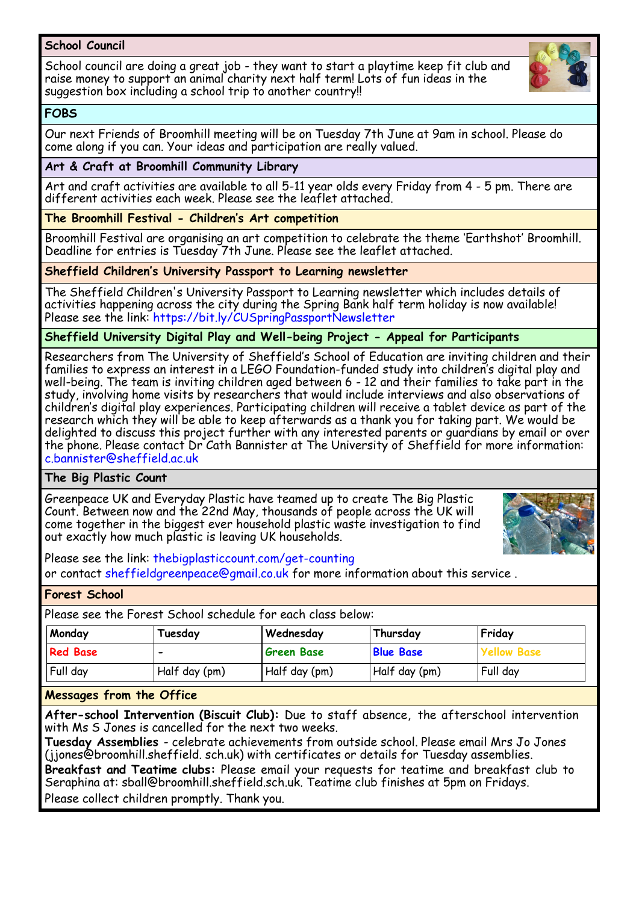## School Council

School council are doing a great job - they want to start a playtime keep fit club and raise money to support an animal charity next half term! Lots of fun ideas in the suggestion box including a school trip to another country!!

## FOBS

Our next Friends of Broomhill meeting will be on Tuesday 7th June at 9am in school. Please do come along if you can. Your ideas and participation are really valued.

## Art & Craft at Broomhill Community Library

Art and craft activities are available to all 5-11 year olds every Friday from 4 - 5 pm. There are different activities each week. Please see the leaflet attached.

## The Broomhill Festival - Children's Art competition

Broomhill Festival are organising an art competition to celebrate the theme 'Earthshot' Broomhill. Deadline for entries is Tuesday 7th June. Please see the leaflet attached.

## Sheffield Children's University Passport to Learning newsletter

The Sheffield Children's University Passport to Learning newsletter which includes details of activities happening across the city during the Spring Bank half term holiday is now available! Please see the link: https://bit.ly/CUSpringPassportNewsletter

## Sheffield University Digital Play and Well-being Project - Appeal for Participants

Researchers from The University of Sheffield's School of Education are inviting children and their families to express an interest in a LEGO Foundation-funded study into children's digital play and well-being. The team is inviting children aged between 6 - 12 and their families to take part in the study, involving home visits by researchers that would include interviews and also observations of children's digital play experiences. Participating children will receive a tablet device as part of the research which they will be able to keep afterwards as a thank you for taking part. We would be delighted to discuss this project further with any interested parents or guardians by email or over the phone. Please contact Dr Cath Bannister at The University of Sheffield for more information: c.bannister@sheffield.ac.uk

## The Big Plastic Count

Greenpeace UK and Everyday Plastic have teamed up to create The Big Plastic Count. Between now and the 22nd May, thousands of people across the UK will come together in the biggest ever household plastic waste investigation to find out exactly how much plastic is leaving UK households.

Please see the link: thebigplasticcount.com/get-counting
or contact sheffieldgreenpeace@gmail.co.uk for more information about this service .

## Forest School

Please see the Forest School schedule for each class below:

| Monday | Tuesday | Wednesday | Thursday | Friday |
|---|---|---|---|---|
| Red Base | - | Green Base | Blue Base | Yellow Base |
| Full day | Half day (pm) | Half day (pm) | Half day (pm) | Full day |

## Messages from the Office

**After-school Intervention (Biscuit Club):** Due to staff absence, the afterschool intervention with Ms S Jones is cancelled for the next two weeks.

**Tuesday Assemblies** - celebrate achievements from outside school. Please email Mrs Jo Jones (jjones@broomhill.sheffield. sch.uk) with certificates or details for Tuesday assemblies.

**Breakfast and Teatime clubs:** Please email your requests for teatime and breakfast club to Seraphina at: sball@broomhill.sheffield.sch.uk. Teatime club finishes at 5pm on Fridays.

Please collect children promptly. Thank you.